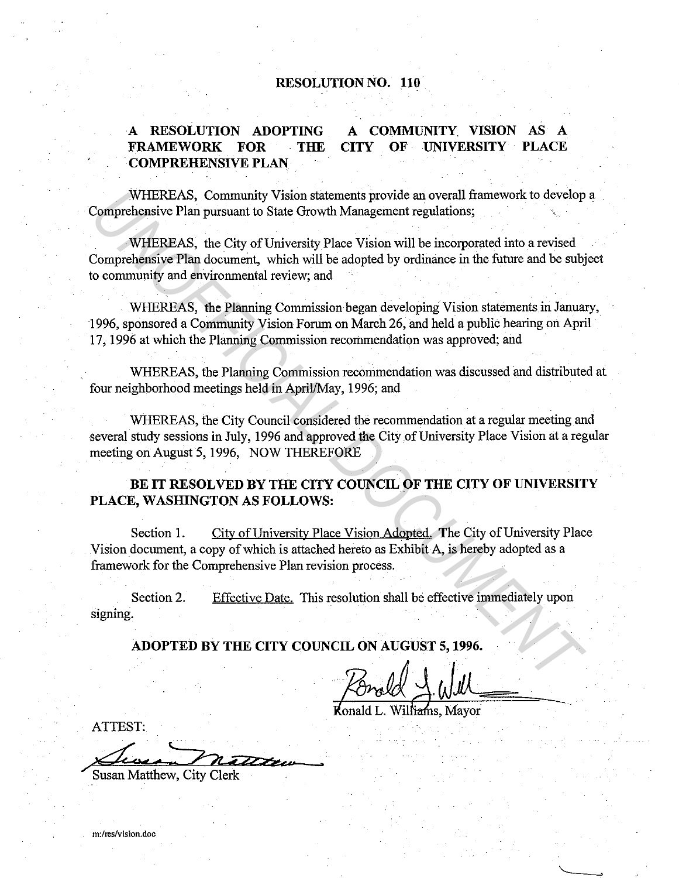# RESOLUTION NO. 110

## A RESOLUTION ADOPTING A COMMUNITY VISION AS A FRAMEWORK FOR THE CITY OF UNIVERSITY PLACE COMPREHENSIVE PLAN

WHEREAS, Community Vision statements provide an overall framework to develop a Comprehensive Plan pursuant to State Growth Management regulations;

WHEREAS, the City of University Place Vision will be incorporated into a revised Comprehensive Plan document, which will be adopted by ordinance in the future and be subject to community and environmental review; and

WHEREAS, the Planning Commission began developing Vision statements in January, 1996, sponsored a Community Vision Forum on March 26, and held a public hearing on April 17, 1996 at which the Planning Commission recommendation was approved; and

WHEREAS, the Planning Commission recommendation was discussed and distributed at four neighborhood meetings held in April/May, 1996; and

WHEREAS, the City Council considered the recommendation at a regular meeting and several study sessions in July, 1996 and approved the City of University Place Vision at a regular meeting on August 5, 1996, NOW THEREFORE

**BE IT RESOLVED BY THE CITY COUNCIL OF THE CITY OF UNIVERSITY PLACE, WASHINGTON AS FOLLOWS:**

Section 1. City of University Place Vision Adopted. The City of University Place Vision document, a copy of which is attached hereto as Exhibit A, is hereby adopted as a framework for the Comprehensive Plan revision process.

Section 2. Effective Date. This resolution shall be effective immediately upon signing.

**ADOPTED BY THE CITY COUNCIL ON AUGUST 5, 1996.**

Ronald L. Williams, Mayor

ATTEST:

Susan Matthew, City Clerk

m:/res/vision.doc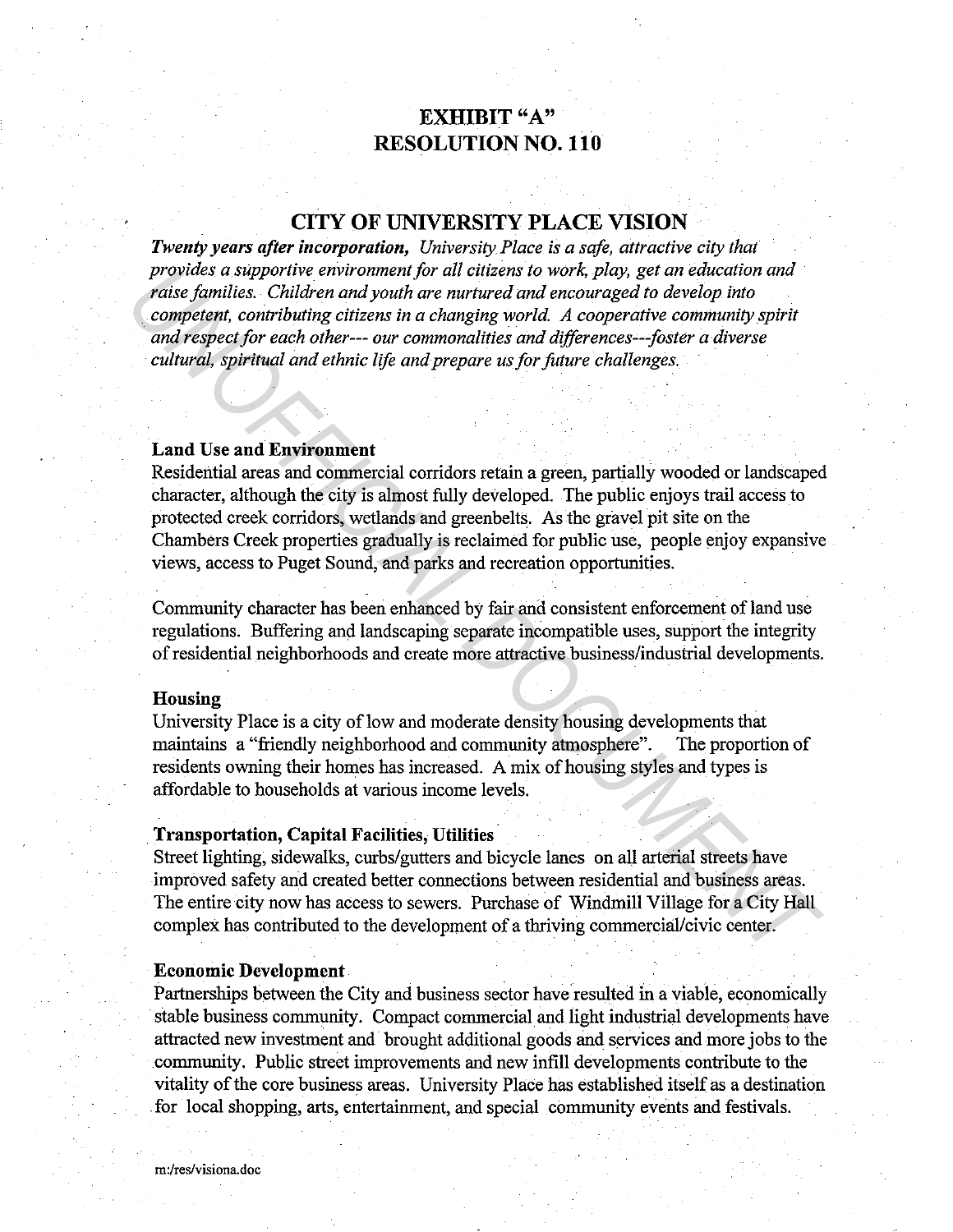# EXHIBIT "A"
# RESOLUTION NO. 110

## CITY OF UNIVERSITY PLACE VISION

***Twenty years after incorporation,*** *University Place is a safe, attractive city that provides a supportive environment for all citizens to work, play, get an education and raise families. Children and youth are nurtured and encouraged to develop into competent, contributing citizens in a changing world. A cooperative community spirit and respect for each other--- our commonalities and differences---foster a diverse cultural, spiritual and ethnic life and prepare us for future challenges.*

### Land Use and Environment

Residential areas and commercial corridors retain a green, partially wooded or landscaped character, although the city is almost fully developed. The public enjoys trail access to protected creek corridors, wetlands and greenbelts. As the gravel pit site on the Chambers Creek properties gradually is reclaimed for public use, people enjoy expansive views, access to Puget Sound, and parks and recreation opportunities.

Community character has been enhanced by fair and consistent enforcement of land use regulations. Buffering and landscaping separate incompatible uses, support the integrity of residential neighborhoods and create more attractive business/industrial developments.

### Housing

University Place is a city of low and moderate density housing developments that maintains a "friendly neighborhood and community atmosphere". The proportion of residents owning their homes has increased. A mix of housing styles and types is affordable to households at various income levels.

### Transportation, Capital Facilities, Utilities

Street lighting, sidewalks, curbs/gutters and bicycle lanes on all arterial streets have improved safety and created better connections between residential and business areas. The entire city now has access to sewers. Purchase of Windmill Village for a City Hall complex has contributed to the development of a thriving commercial/civic center.

### Economic Development

Partnerships between the City and business sector have resulted in a viable, economically stable business community. Compact commercial and light industrial developments have attracted new investment and brought additional goods and services and more jobs to the community. Public street improvements and new infill developments contribute to the vitality of the core business areas. University Place has established itself as a destination for local shopping, arts, entertainment, and special community events and festivals.

m:/res/visiona.doc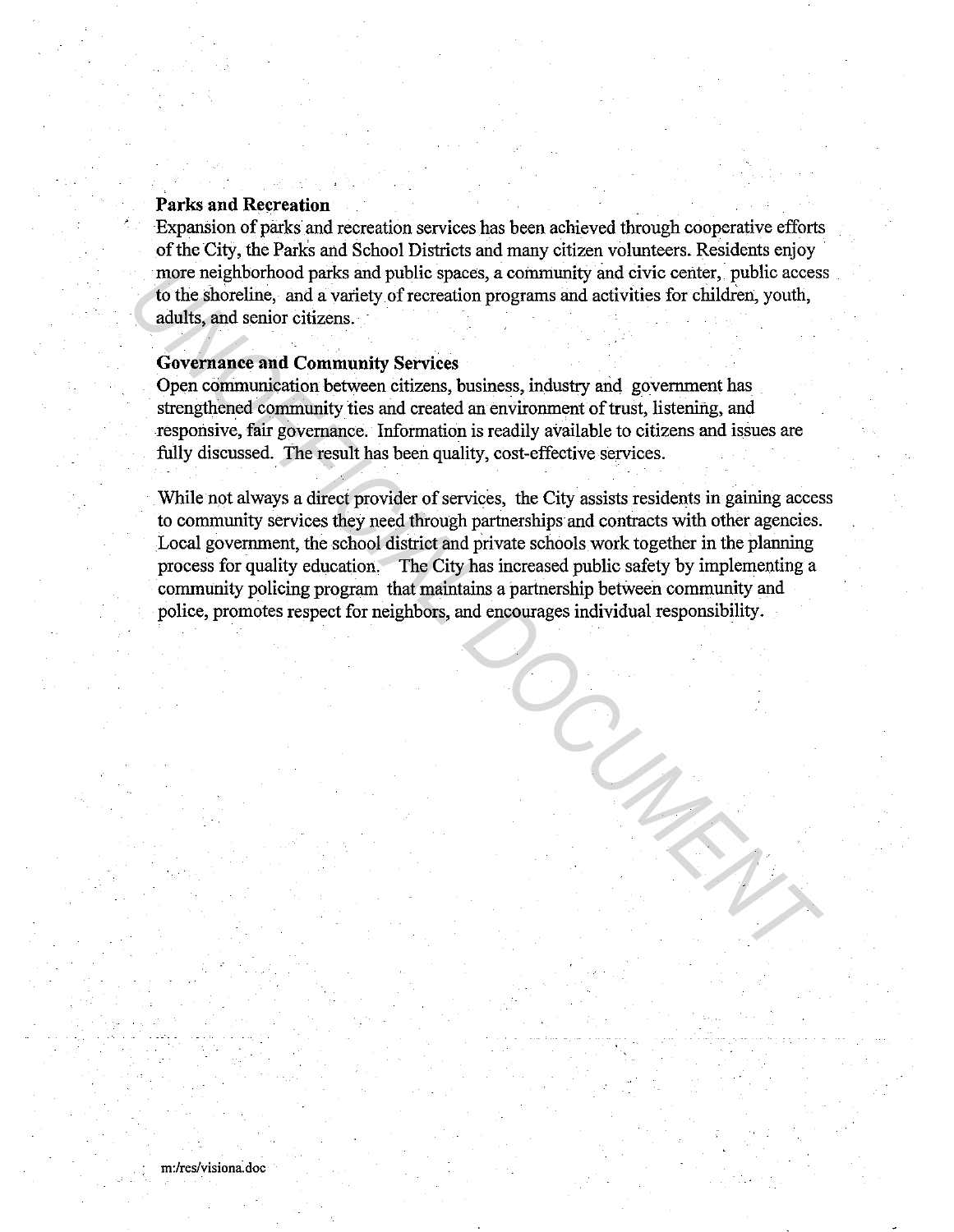**Parks and Recreation**

Expansion of parks and recreation services has been achieved through cooperative efforts of the City, the Parks and School Districts and many citizen volunteers. Residents enjoy more neighborhood parks and public spaces, a community and civic center, public access to the shoreline, and a variety of recreation programs and activities for children, youth, adults, and senior citizens.

**Governance and Community Services**

Open communication between citizens, business, industry and government has strengthened community ties and created an environment of trust, listening, and responsive, fair governance. Information is readily available to citizens and issues are fully discussed. The result has been quality, cost-effective services.

While not always a direct provider of services, the City assists residents in gaining access to community services they need through partnerships and contracts with other agencies. Local government, the school district and private schools work together in the planning process for quality education. The City has increased public safety by implementing a community policing program that maintains a partnership between community and police, promotes respect for neighbors, and encourages individual responsibility.

m:/res/visiona.doc